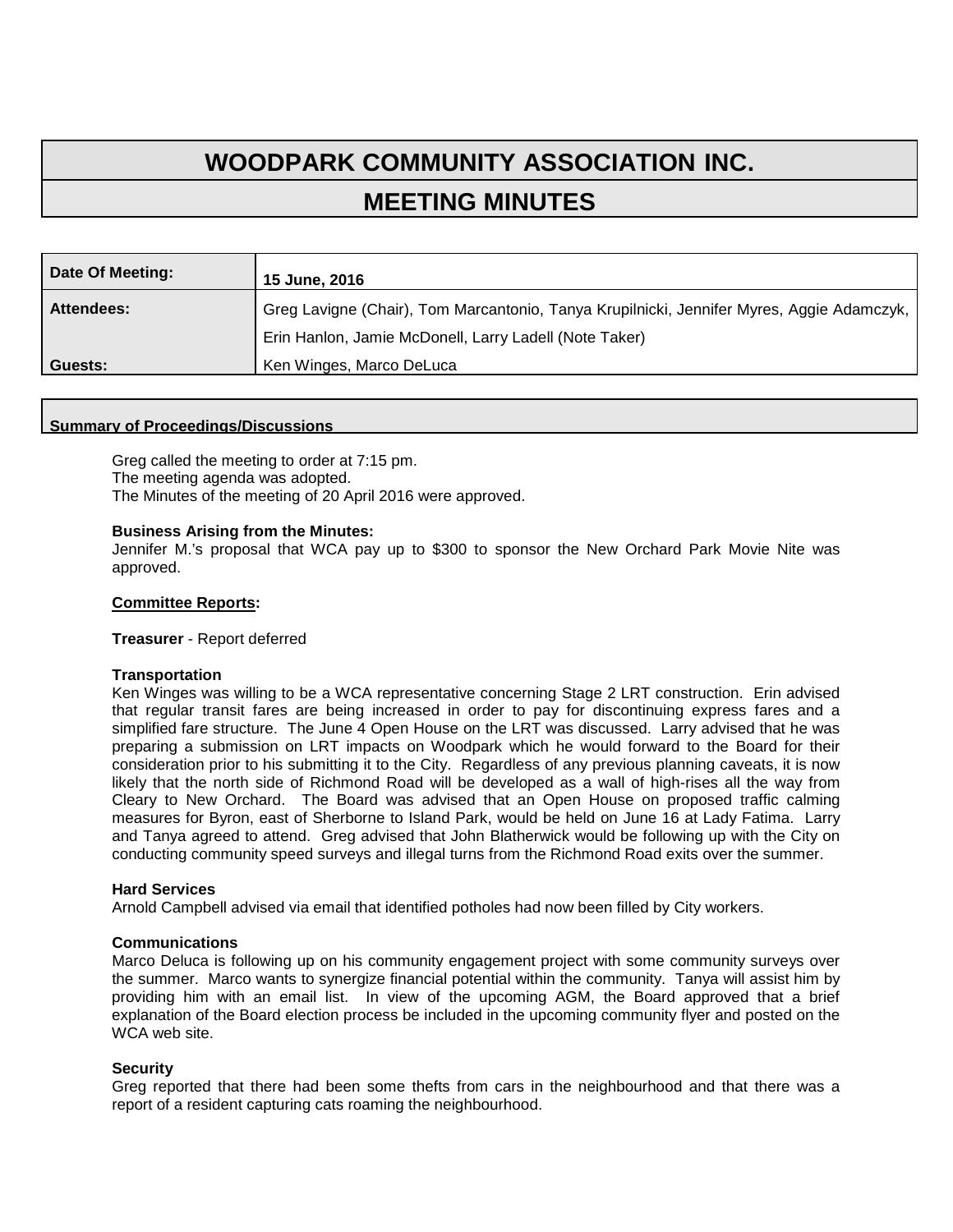# WOODPARK COMMUNITY ASSOCIATION INC.

## MEETING MINUTES

| Date Of Meeting: | 15 June, 2016 |
|---|---|
| Attendees: | Greg Lavigne (Chair), Tom Marcantonio, Tanya Krupilnicki, Jennifer Myres, Aggie Adamczyk, Erin Hanlon, Jamie McDonell, Larry Ladell (Note Taker) |
| Guests: | Ken Winges, Marco DeLuca |

### Summary of Proceedings/Discussions

Greg called the meeting to order at 7:15 pm.
The meeting agenda was adopted.
The Minutes of the meeting of 20 April 2016 were approved.

**Business Arising from the Minutes:**
Jennifer M.'s proposal that WCA pay up to $300 to sponsor the New Orchard Park Movie Nite was approved.

**Committee Reports:**

**Treasurer** - Report deferred

**Transportation**
Ken Winges was willing to be a WCA representative concerning Stage 2 LRT construction. Erin advised that regular transit fares are being increased in order to pay for discontinuing express fares and a simplified fare structure. The June 4 Open House on the LRT was discussed. Larry advised that he was preparing a submission on LRT impacts on Woodpark which he would forward to the Board for their consideration prior to his submitting it to the City. Regardless of any previous planning caveats, it is now likely that the north side of Richmond Road will be developed as a wall of high-rises all the way from Cleary to New Orchard. The Board was advised that an Open House on proposed traffic calming measures for Byron, east of Sherborne to Island Park, would be held on June 16 at Lady Fatima. Larry and Tanya agreed to attend. Greg advised that John Blatherwick would be following up with the City on conducting community speed surveys and illegal turns from the Richmond Road exits over the summer.

**Hard Services**
Arnold Campbell advised via email that identified potholes had now been filled by City workers.

**Communications**
Marco Deluca is following up on his community engagement project with some community surveys over the summer. Marco wants to synergize financial potential within the community. Tanya will assist him by providing him with an email list. In view of the upcoming AGM, the Board approved that a brief explanation of the Board election process be included in the upcoming community flyer and posted on the WCA web site.

**Security**
Greg reported that there had been some thefts from cars in the neighbourhood and that there was a report of a resident capturing cats roaming the neighbourhood.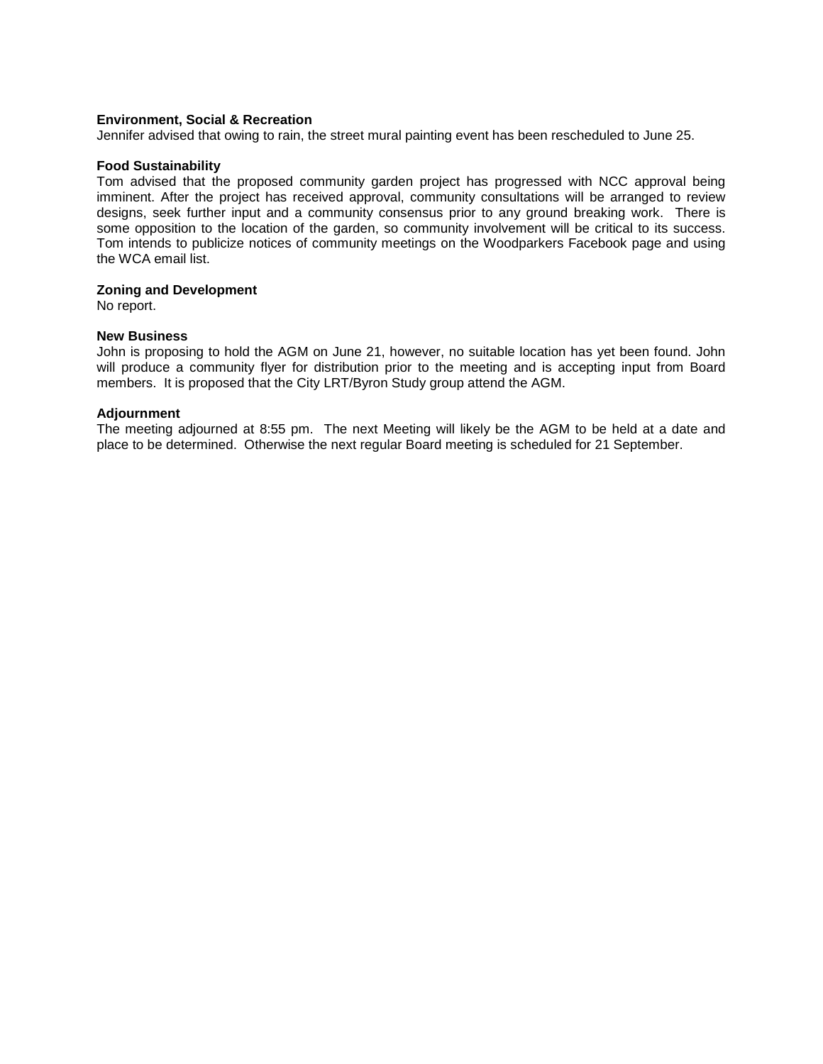**Environment, Social & Recreation**
Jennifer advised that owing to rain, the street mural painting event has been rescheduled to June 25.

**Food Sustainability**
Tom advised that the proposed community garden project has progressed with NCC approval being imminent. After the project has received approval, community consultations will be arranged to review designs, seek further input and a community consensus prior to any ground breaking work. There is some opposition to the location of the garden, so community involvement will be critical to its success. Tom intends to publicize notices of community meetings on the Woodparkers Facebook page and using the WCA email list.

**Zoning and Development**
No report.

**New Business**
John is proposing to hold the AGM on June 21, however, no suitable location has yet been found. John will produce a community flyer for distribution prior to the meeting and is accepting input from Board members. It is proposed that the City LRT/Byron Study group attend the AGM.

**Adjournment**
The meeting adjourned at 8:55 pm. The next Meeting will likely be the AGM to be held at a date and place to be determined. Otherwise the next regular Board meeting is scheduled for 21 September.